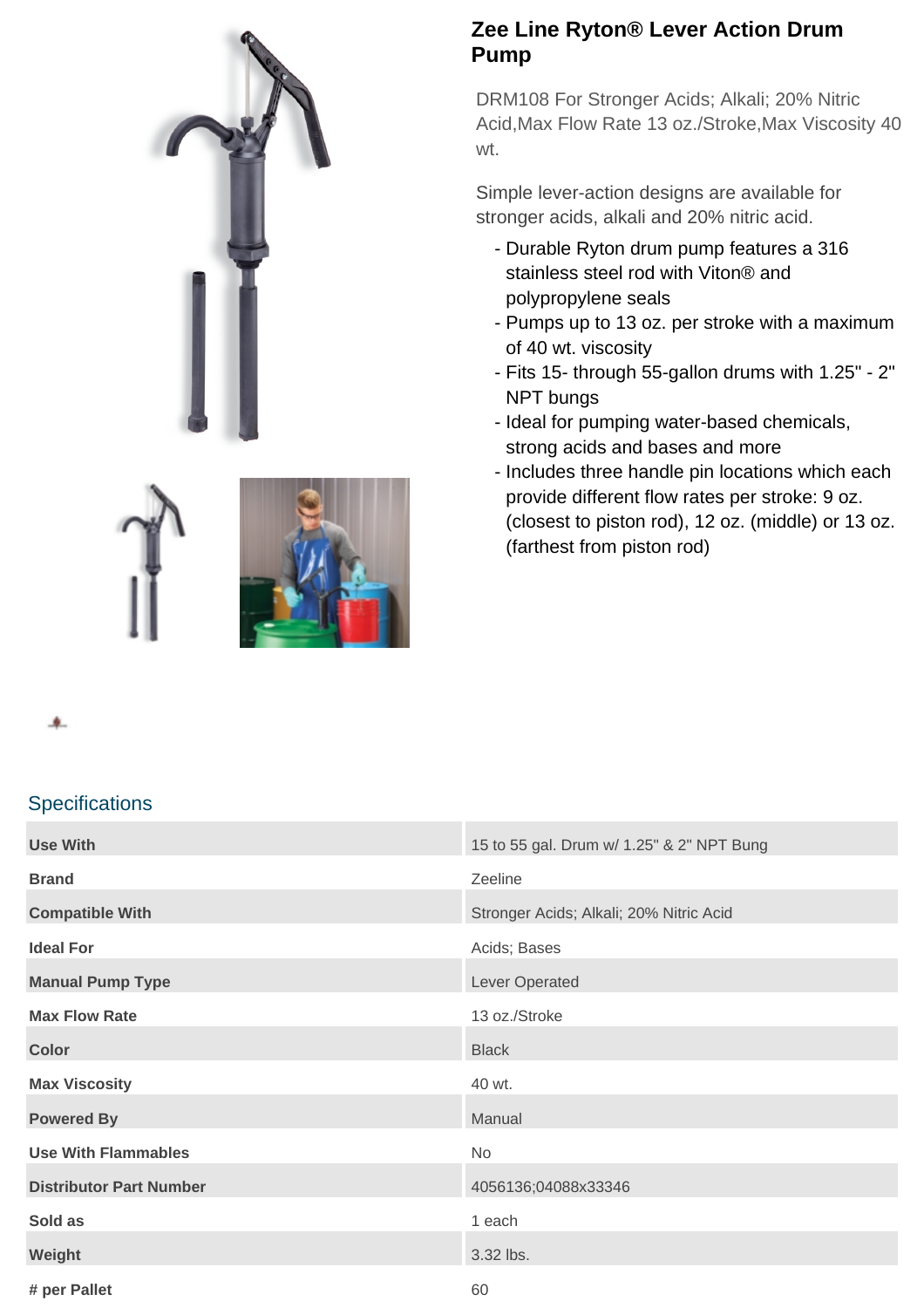# Zee Line Ryton® Lever Action Drum Pump

DRM108 For Stronger Acids; Alkali; 20% Nitric Acid,Max Flow Rate 13 oz./Stroke,Max Viscosity 40 wt.

Simple lever-action designs are available for stronger acids, alkali and 20% nitric acid.

- Durable Ryton drum pump features a 316 stainless steel rod with Viton® and polypropylene seals
- Pumps up to 13 oz. per stroke with a maximum of 40 wt. viscosity
- Fits 15- through 55-gallon drums with 1.25" - 2" NPT bungs
- Ideal for pumping water-based chemicals, strong acids and bases and more
- Includes three handle pin locations which each provide different flow rates per stroke: 9 oz. (closest to piston rod), 12 oz. (middle) or 13 oz. (farthest from piston rod)

## Specifications

| | |
|---|---|
| **Use With** | 15 to 55 gal. Drum w/ 1.25" & 2" NPT Bung |
| **Brand** | Zeeline |
| **Compatible With** | Stronger Acids; Alkali; 20% Nitric Acid |
| **Ideal For** | Acids; Bases |
| **Manual Pump Type** | Lever Operated |
| **Max Flow Rate** | 13 oz./Stroke |
| **Color** | Black |
| **Max Viscosity** | 40 wt. |
| **Powered By** | Manual |
| **Use With Flammables** | No |
| **Distributor Part Number** | 4056136;04088x33346 |
| **Sold as** | 1 each |
| **Weight** | 3.32 lbs. |
| **# per Pallet** | 60 |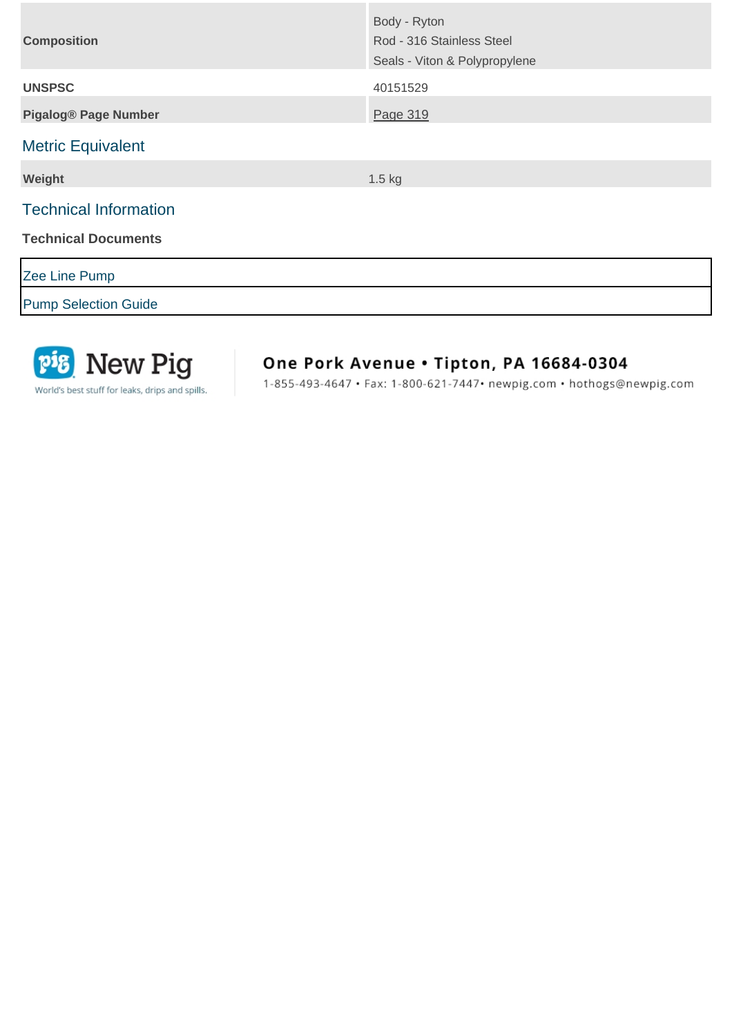| | |
|---|---|
| **Composition** | Body - Ryton<br>Rod - 316 Stainless Steel<br>Seals - Viton & Polypropylene |
| **UNSPSC** | 40151529 |
| **Pigalog® Page Number** | Page 319 |

## Metric Equivalent

| | |
|---|---|
| **Weight** | 1.5 kg |

## Technical Information

### Technical Documents

| |
|---|
| Zee Line Pump |
| Pump Selection Guide |

New Pig
World's best stuff for leaks, drips and spills.

**One Pork Avenue • Tipton, PA 16684-0304**
1-855-493-4647 • Fax: 1-800-621-7447• newpig.com • hothogs@newpig.com